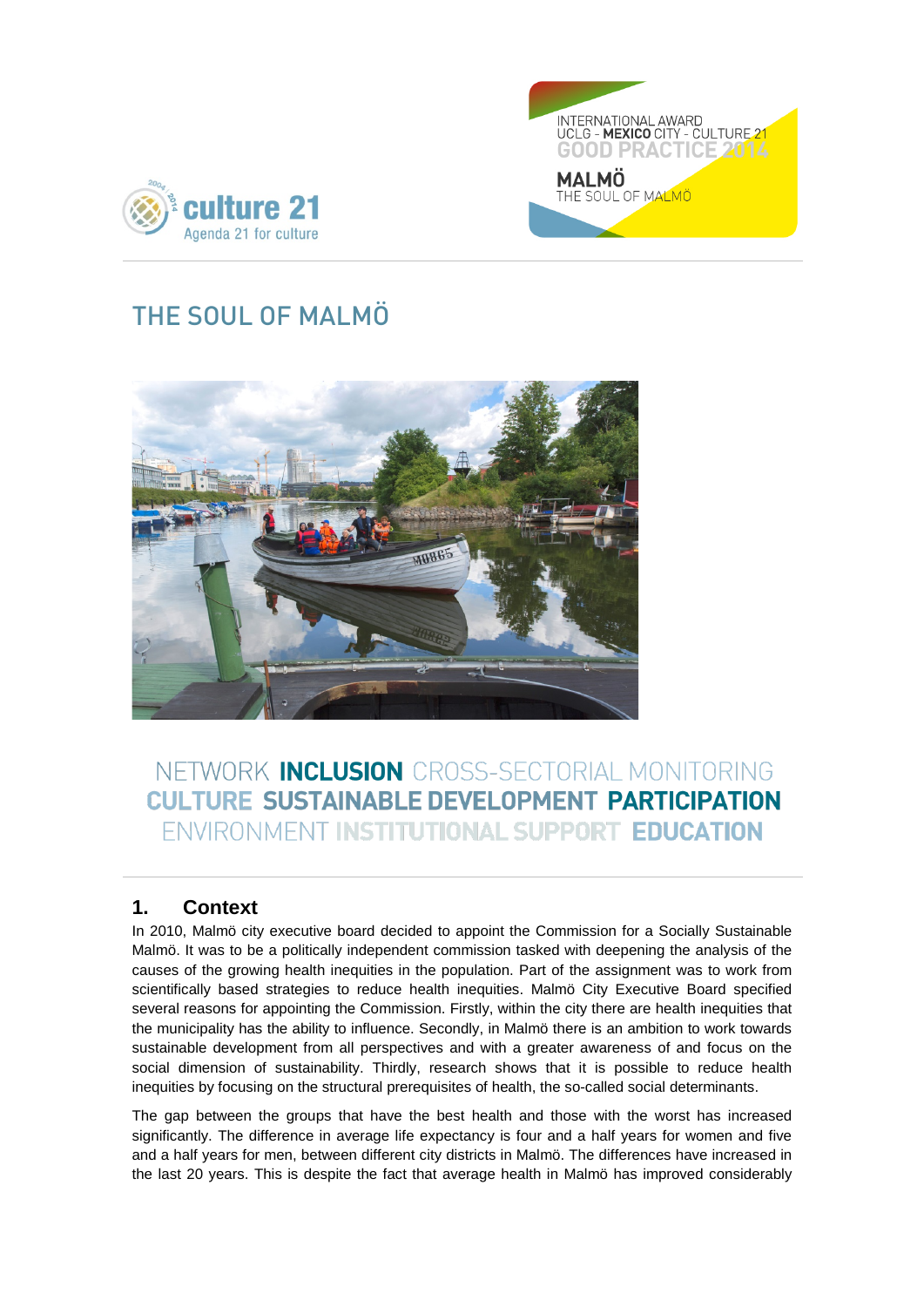culture 21
Agenda 21 for culture

INTERNATIONAL AWARD
UCLG - **MEXICO** CITY - CULTURE 21
GOOD PRACTICE 2014

**MALMÖ**
THE SOUL OF MALMÖ

# THE SOUL OF MALMÖ

NETWORK **INCLUSION** CROSS-SECTORIAL MONITORING
**CULTURE** **SUSTAINABLE DEVELOPMENT** **PARTICIPATION**
ENVIRONMENT **INSTITUTIONAL SUPPORT** **EDUCATION**

## 1. Context

In 2010, Malmö city executive board decided to appoint the Commission for a Socially Sustainable Malmö. It was to be a politically independent commission tasked with deepening the analysis of the causes of the growing health inequities in the population. Part of the assignment was to work from scientifically based strategies to reduce health inequities. Malmö City Executive Board specified several reasons for appointing the Commission. Firstly, within the city there are health inequities that the municipality has the ability to influence. Secondly, in Malmö there is an ambition to work towards sustainable development from all perspectives and with a greater awareness of and focus on the social dimension of sustainability. Thirdly, research shows that it is possible to reduce health inequities by focusing on the structural prerequisites of health, the so-called social determinants.

The gap between the groups that have the best health and those with the worst has increased significantly. The difference in average life expectancy is four and a half years for women and five and a half years for men, between different city districts in Malmö. The differences have increased in the last 20 years. This is despite the fact that average health in Malmö has improved considerably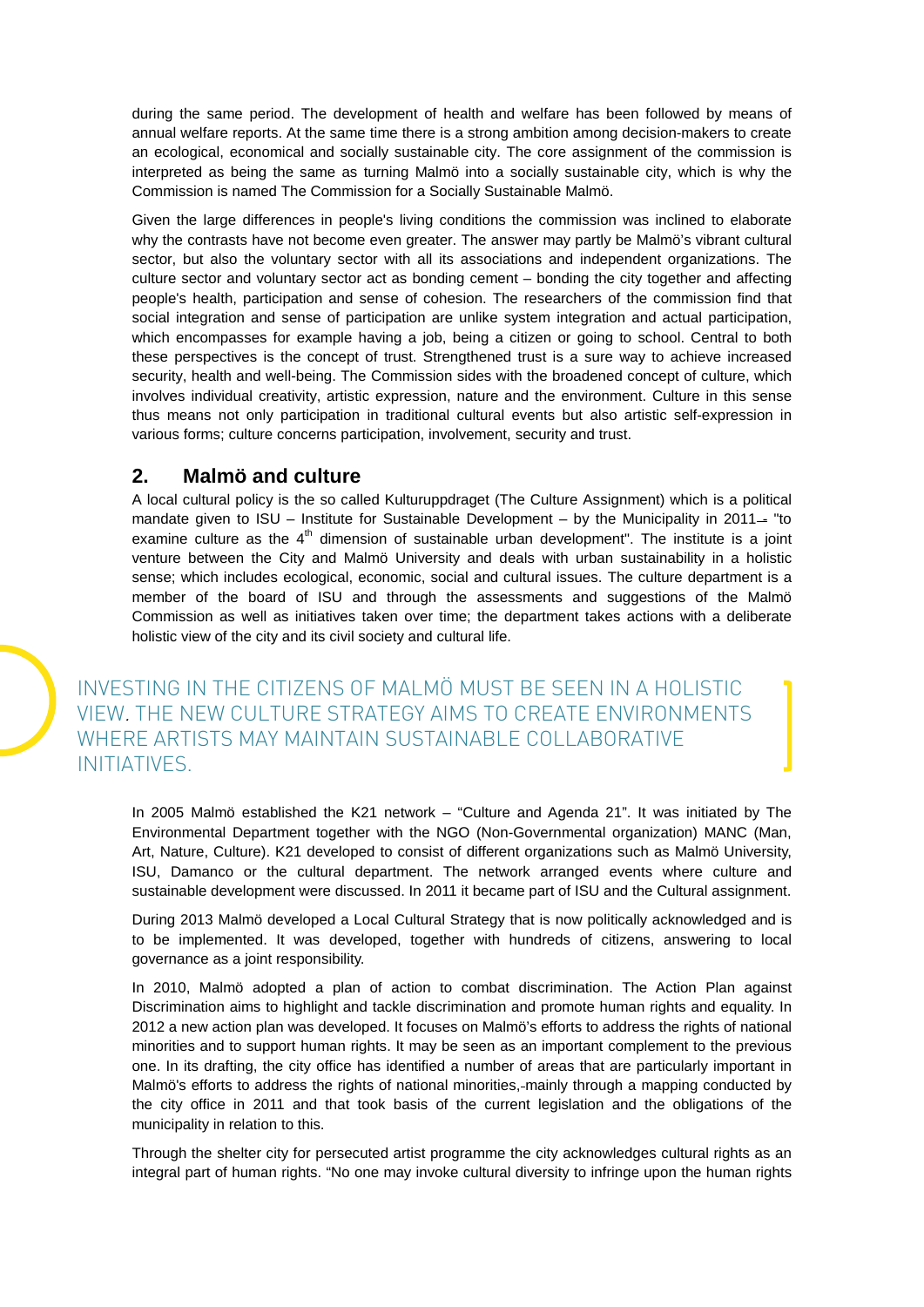during the same period. The development of health and welfare has been followed by means of annual welfare reports. At the same time there is a strong ambition among decision-makers to create an ecological, economical and socially sustainable city. The core assignment of the commission is interpreted as being the same as turning Malmö into a socially sustainable city, which is why the Commission is named The Commission for a Socially Sustainable Malmö.

Given the large differences in people's living conditions the commission was inclined to elaborate why the contrasts have not become even greater. The answer may partly be Malmö's vibrant cultural sector, but also the voluntary sector with all its associations and independent organizations. The culture sector and voluntary sector act as bonding cement – bonding the city together and affecting people's health, participation and sense of cohesion. The researchers of the commission find that social integration and sense of participation are unlike system integration and actual participation, which encompasses for example having a job, being a citizen or going to school. Central to both these perspectives is the concept of trust. Strengthened trust is a sure way to achieve increased security, health and well-being. The Commission sides with the broadened concept of culture, which involves individual creativity, artistic expression, nature and the environment. Culture in this sense thus means not only participation in traditional cultural events but also artistic self-expression in various forms; culture concerns participation, involvement, security and trust.

## 2. Malmö and culture

A local cultural policy is the so called Kulturuppdraget (The Culture Assignment) which is a political mandate given to ISU – Institute for Sustainable Development – by the Municipality in 2011 – "to examine culture as the 4th dimension of sustainable urban development". The institute is a joint venture between the City and Malmö University and deals with urban sustainability in a holistic sense; which includes ecological, economic, social and cultural issues. The culture department is a member of the board of ISU and through the assessments and suggestions of the Malmö Commission as well as initiatives taken over time; the department takes actions with a deliberate holistic view of the city and its civil society and cultural life.

INVESTING IN THE CITIZENS OF MALMÖ MUST BE SEEN IN A HOLISTIC VIEW. THE NEW CULTURE STRATEGY AIMS TO CREATE ENVIRONMENTS WHERE ARTISTS MAY MAINTAIN SUSTAINABLE COLLABORATIVE INITIATIVES.

In 2005 Malmö established the K21 network – "Culture and Agenda 21". It was initiated by The Environmental Department together with the NGO (Non-Governmental organization) MANC (Man, Art, Nature, Culture). K21 developed to consist of different organizations such as Malmö University, ISU, Damanco or the cultural department. The network arranged events where culture and sustainable development were discussed. In 2011 it became part of ISU and the Cultural assignment.

During 2013 Malmö developed a Local Cultural Strategy that is now politically acknowledged and is to be implemented. It was developed, together with hundreds of citizens, answering to local governance as a joint responsibility.

In 2010, Malmö adopted a plan of action to combat discrimination. The Action Plan against Discrimination aims to highlight and tackle discrimination and promote human rights and equality. In 2012 a new action plan was developed. It focuses on Malmö's efforts to address the rights of national minorities and to support human rights. It may be seen as an important complement to the previous one. In its drafting, the city office has identified a number of areas that are particularly important in Malmö's efforts to address the rights of national minorities, mainly through a mapping conducted by the city office in 2011 and that took basis of the current legislation and the obligations of the municipality in relation to this.

Through the shelter city for persecuted artist programme the city acknowledges cultural rights as an integral part of human rights. "No one may invoke cultural diversity to infringe upon the human rights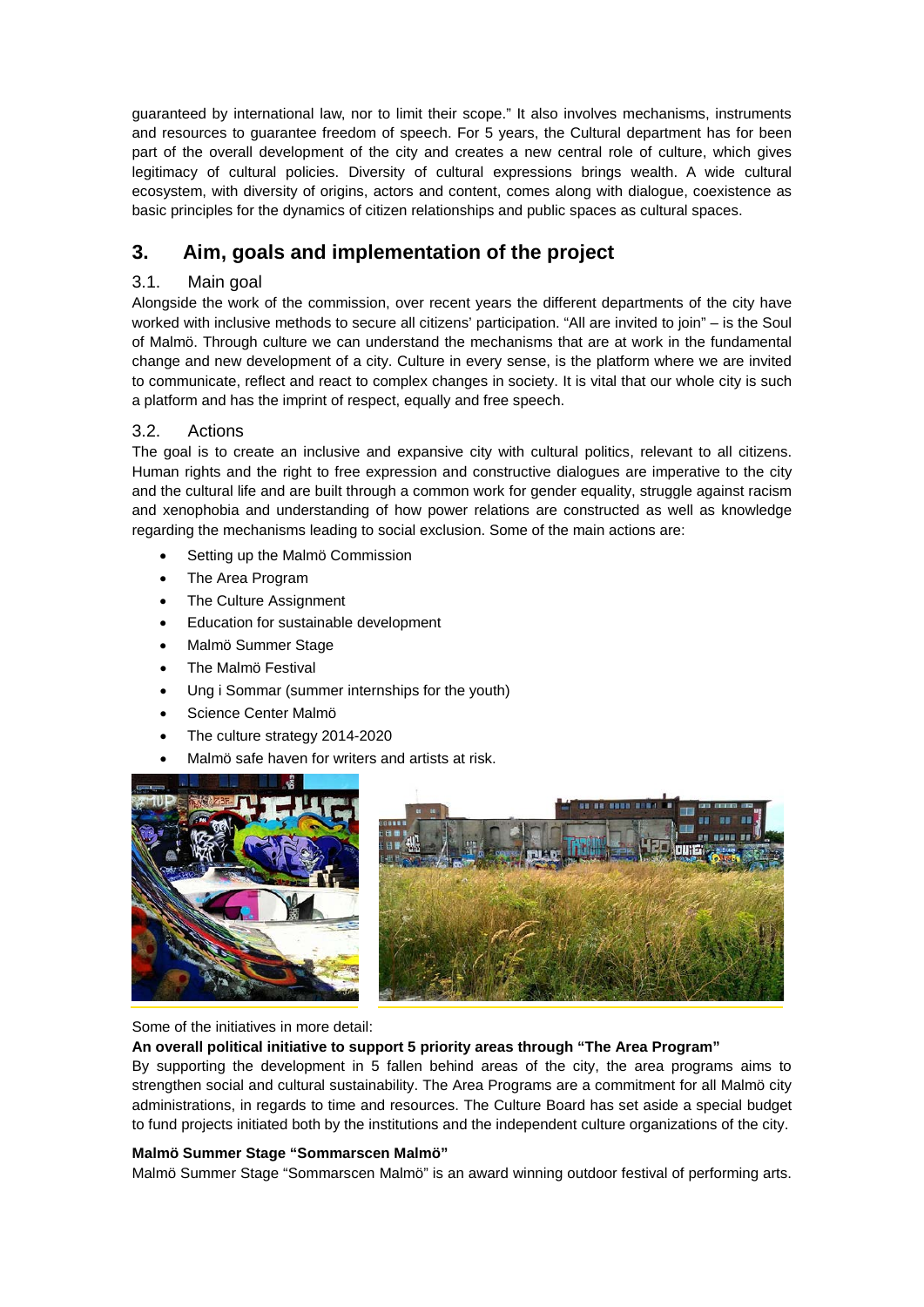guaranteed by international law, nor to limit their scope." It also involves mechanisms, instruments and resources to guarantee freedom of speech. For 5 years, the Cultural department has for been part of the overall development of the city and creates a new central role of culture, which gives legitimacy of cultural policies. Diversity of cultural expressions brings wealth. A wide cultural ecosystem, with diversity of origins, actors and content, comes along with dialogue, coexistence as basic principles for the dynamics of citizen relationships and public spaces as cultural spaces.

## 3. Aim, goals and implementation of the project

### 3.1. Main goal

Alongside the work of the commission, over recent years the different departments of the city have worked with inclusive methods to secure all citizens' participation. "All are invited to join" – is the Soul of Malmö. Through culture we can understand the mechanisms that are at work in the fundamental change and new development of a city. Culture in every sense, is the platform where we are invited to communicate, reflect and react to complex changes in society. It is vital that our whole city is such a platform and has the imprint of respect, equally and free speech.

### 3.2. Actions

The goal is to create an inclusive and expansive city with cultural politics, relevant to all citizens. Human rights and the right to free expression and constructive dialogues are imperative to the city and the cultural life and are built through a common work for gender equality, struggle against racism and xenophobia and understanding of how power relations are constructed as well as knowledge regarding the mechanisms leading to social exclusion. Some of the main actions are:

- Setting up the Malmö Commission
- The Area Program
- The Culture Assignment
- Education for sustainable development
- Malmö Summer Stage
- The Malmö Festival
- Ung i Sommar (summer internships for the youth)
- Science Center Malmö
- The culture strategy 2014-2020
- Malmö safe haven for writers and artists at risk.

Some of the initiatives in more detail:

**An overall political initiative to support 5 priority areas through "The Area Program"**

By supporting the development in 5 fallen behind areas of the city, the area programs aims to strengthen social and cultural sustainability. The Area Programs are a commitment for all Malmö city administrations, in regards to time and resources. The Culture Board has set aside a special budget to fund projects initiated both by the institutions and the independent culture organizations of the city.

**Malmö Summer Stage "Sommarscen Malmö"**

Malmö Summer Stage "Sommarscen Malmö" is an award winning outdoor festival of performing arts.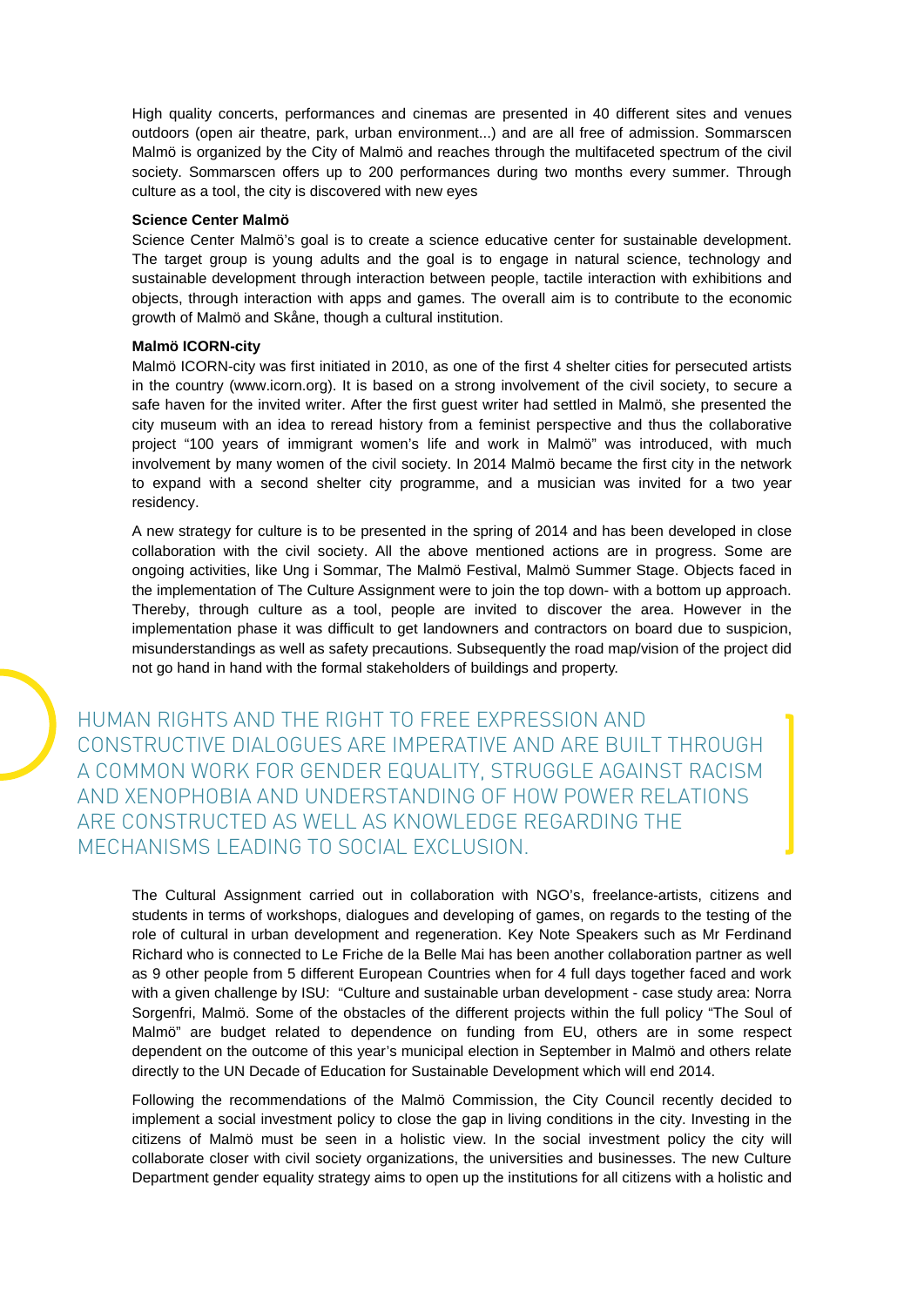High quality concerts, performances and cinemas are presented in 40 different sites and venues outdoors (open air theatre, park, urban environment...) and are all free of admission. Sommarscen Malmö is organized by the City of Malmö and reaches through the multifaceted spectrum of the civil society. Sommarscen offers up to 200 performances during two months every summer. Through culture as a tool, the city is discovered with new eyes

**Science Center Malmö**

Science Center Malmö's goal is to create a science educative center for sustainable development. The target group is young adults and the goal is to engage in natural science, technology and sustainable development through interaction between people, tactile interaction with exhibitions and objects, through interaction with apps and games. The overall aim is to contribute to the economic growth of Malmö and Skåne, though a cultural institution.

**Malmö ICORN-city**

Malmö ICORN-city was first initiated in 2010, as one of the first 4 shelter cities for persecuted artists in the country (www.icorn.org). It is based on a strong involvement of the civil society, to secure a safe haven for the invited writer. After the first guest writer had settled in Malmö, she presented the city museum with an idea to reread history from a feminist perspective and thus the collaborative project "100 years of immigrant women's life and work in Malmö" was introduced, with much involvement by many women of the civil society. In 2014 Malmö became the first city in the network to expand with a second shelter city programme, and a musician was invited for a two year residency.

A new strategy for culture is to be presented in the spring of 2014 and has been developed in close collaboration with the civil society. All the above mentioned actions are in progress. Some are ongoing activities, like Ung i Sommar, The Malmö Festival, Malmö Summer Stage. Objects faced in the implementation of The Culture Assignment were to join the top down- with a bottom up approach. Thereby, through culture as a tool, people are invited to discover the area. However in the implementation phase it was difficult to get landowners and contractors on board due to suspicion, misunderstandings as well as safety precautions. Subsequently the road map/vision of the project did not go hand in hand with the formal stakeholders of buildings and property.

HUMAN RIGHTS AND THE RIGHT TO FREE EXPRESSION AND CONSTRUCTIVE DIALOGUES ARE IMPERATIVE AND ARE BUILT THROUGH A COMMON WORK FOR GENDER EQUALITY, STRUGGLE AGAINST RACISM AND XENOPHOBIA AND UNDERSTANDING OF HOW POWER RELATIONS ARE CONSTRUCTED AS WELL AS KNOWLEDGE REGARDING THE MECHANISMS LEADING TO SOCIAL EXCLUSION.

The Cultural Assignment carried out in collaboration with NGO's, freelance-artists, citizens and students in terms of workshops, dialogues and developing of games, on regards to the testing of the role of cultural in urban development and regeneration. Key Note Speakers such as Mr Ferdinand Richard who is connected to Le Friche de la Belle Mai has been another collaboration partner as well as 9 other people from 5 different European Countries when for 4 full days together faced and work with a given challenge by ISU: "Culture and sustainable urban development - case study area: Norra Sorgenfri, Malmö. Some of the obstacles of the different projects within the full policy "The Soul of Malmö" are budget related to dependence on funding from EU, others are in some respect dependent on the outcome of this year's municipal election in September in Malmö and others relate directly to the UN Decade of Education for Sustainable Development which will end 2014.

Following the recommendations of the Malmö Commission, the City Council recently decided to implement a social investment policy to close the gap in living conditions in the city. Investing in the citizens of Malmö must be seen in a holistic view. In the social investment policy the city will collaborate closer with civil society organizations, the universities and businesses. The new Culture Department gender equality strategy aims to open up the institutions for all citizens with a holistic and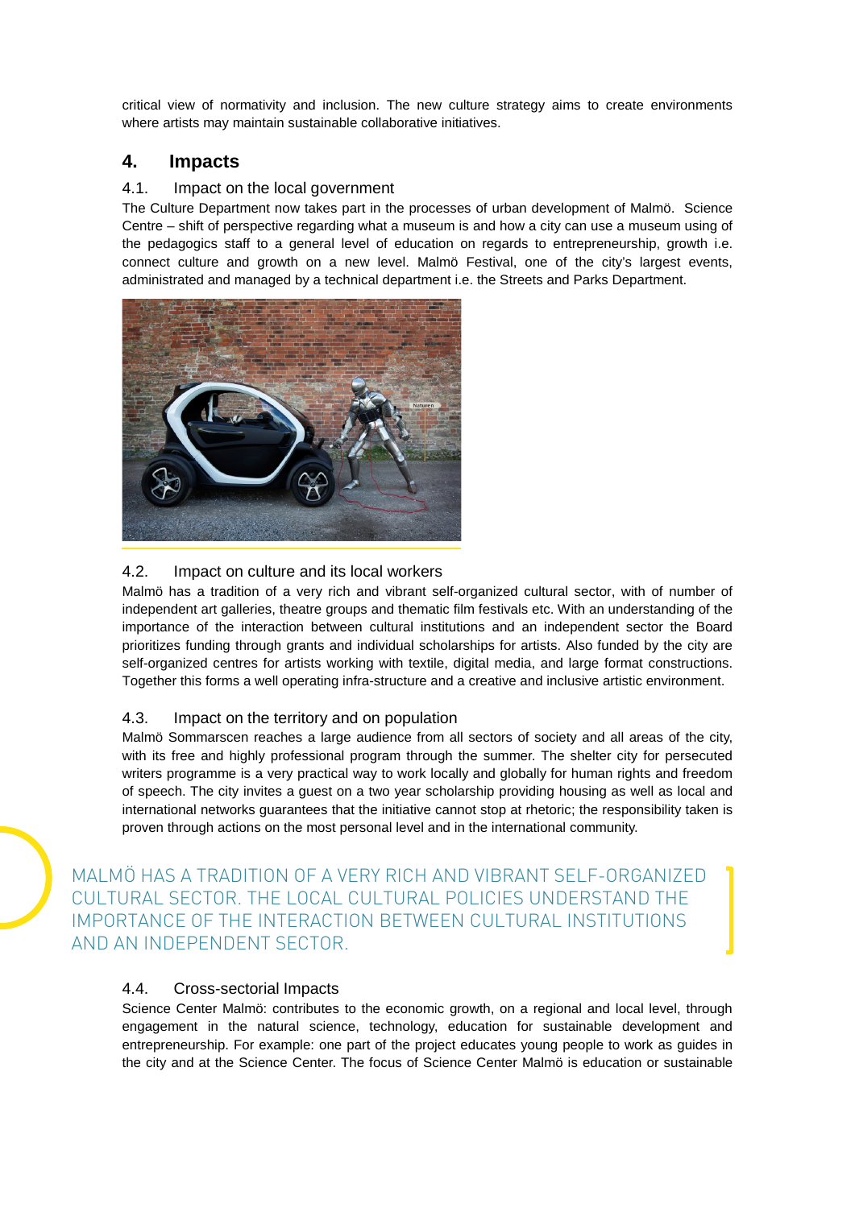critical view of normativity and inclusion. The new culture strategy aims to create environments where artists may maintain sustainable collaborative initiatives.

## 4. Impacts

### 4.1. Impact on the local government

The Culture Department now takes part in the processes of urban development of Malmö. Science Centre – shift of perspective regarding what a museum is and how a city can use a museum using of the pedagogics staff to a general level of education on regards to entrepreneurship, growth i.e. connect culture and growth on a new level. Malmö Festival, one of the city's largest events, administrated and managed by a technical department i.e. the Streets and Parks Department.

### 4.2. Impact on culture and its local workers

Malmö has a tradition of a very rich and vibrant self-organized cultural sector, with of number of independent art galleries, theatre groups and thematic film festivals etc. With an understanding of the importance of the interaction between cultural institutions and an independent sector the Board prioritizes funding through grants and individual scholarships for artists. Also funded by the city are self-organized centres for artists working with textile, digital media, and large format constructions. Together this forms a well operating infra-structure and a creative and inclusive artistic environment.

### 4.3. Impact on the territory and on population

Malmö Sommarscen reaches a large audience from all sectors of society and all areas of the city, with its free and highly professional program through the summer. The shelter city for persecuted writers programme is a very practical way to work locally and globally for human rights and freedom of speech. The city invites a guest on a two year scholarship providing housing as well as local and international networks guarantees that the initiative cannot stop at rhetoric; the responsibility taken is proven through actions on the most personal level and in the international community.

MALMÖ HAS A TRADITION OF A VERY RICH AND VIBRANT SELF-ORGANIZED CULTURAL SECTOR. THE LOCAL CULTURAL POLICIES UNDERSTAND THE IMPORTANCE OF THE INTERACTION BETWEEN CULTURAL INSTITUTIONS AND AN INDEPENDENT SECTOR.

### 4.4. Cross-sectorial Impacts

Science Center Malmö: contributes to the economic growth, on a regional and local level, through engagement in the natural science, technology, education for sustainable development and entrepreneurship. For example: one part of the project educates young people to work as guides in the city and at the Science Center. The focus of Science Center Malmö is education or sustainable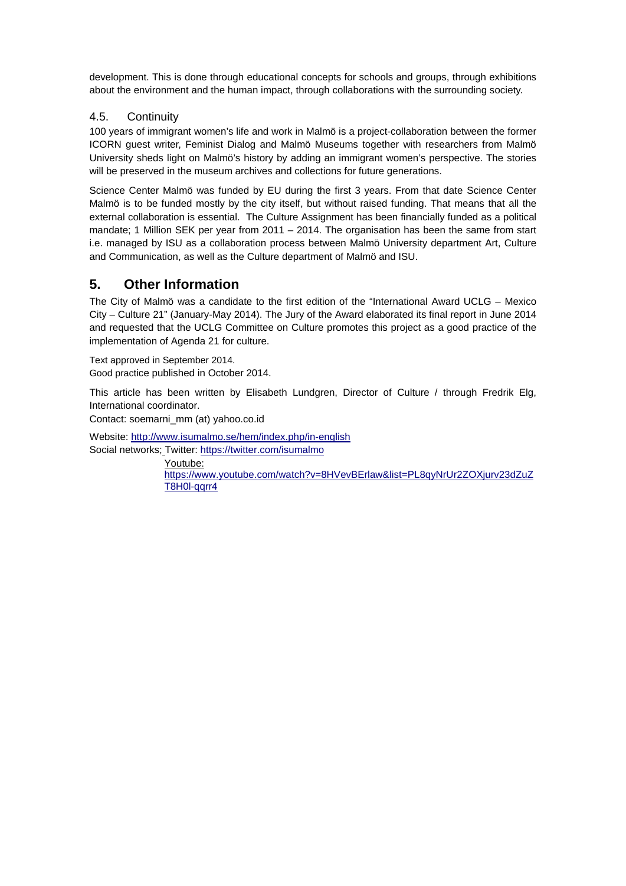development. This is done through educational concepts for schools and groups, through exhibitions about the environment and the human impact, through collaborations with the surrounding society.

### 4.5. Continuity

100 years of immigrant women's life and work in Malmö is a project-collaboration between the former ICORN guest writer, Feminist Dialog and Malmö Museums together with researchers from Malmö University sheds light on Malmö's history by adding an immigrant women's perspective. The stories will be preserved in the museum archives and collections for future generations.

Science Center Malmö was funded by EU during the first 3 years. From that date Science Center Malmö is to be funded mostly by the city itself, but without raised funding. That means that all the external collaboration is essential. The Culture Assignment has been financially funded as a political mandate; 1 Million SEK per year from 2011 – 2014. The organisation has been the same from start i.e. managed by ISU as a collaboration process between Malmö University department Art, Culture and Communication, as well as the Culture department of Malmö and ISU.

## 5. Other Information

The City of Malmö was a candidate to the first edition of the "International Award UCLG – Mexico City – Culture 21" (January-May 2014). The Jury of the Award elaborated its final report in June 2014 and requested that the UCLG Committee on Culture promotes this project as a good practice of the implementation of Agenda 21 for culture.

Text approved in September 2014.
Good practice published in October 2014.

This article has been written by Elisabeth Lundgren, Director of Culture / through Fredrik Elg, International coordinator.
Contact: soemarni_mm (at) yahoo.co.id

Website: http://www.isumalmo.se/hem/index.php/in-english
Social networks; Twitter: https://twitter.com/isumalmo
Youtube: https://www.youtube.com/watch?v=8HVevBErlaw&list=PL8qyNrUr2ZOXjurv23dZuZT8H0l-qqrr4